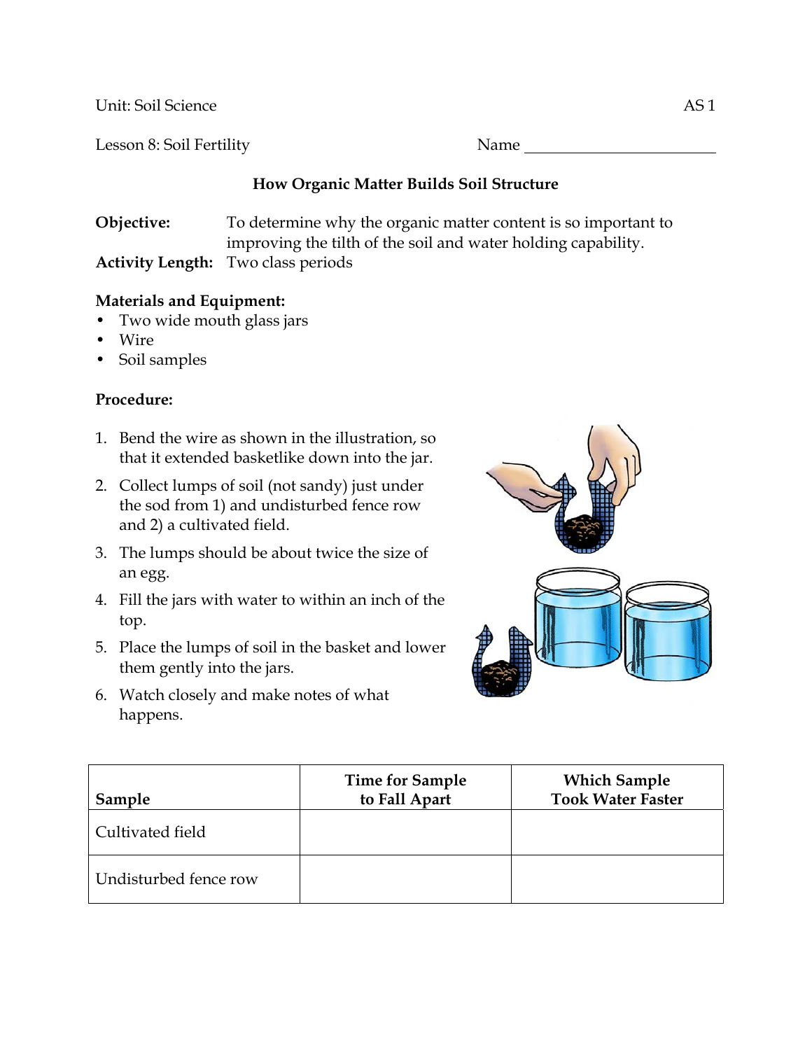Unit: Soil Science AS 1

Lesson 8: Soil Fertility Name ________________________

## How Organic Matter Builds Soil Structure

**Objective:** To determine why the organic matter content is so important to improving the tilth of the soil and water holding capability.

**Activity Length:** Two class periods

**Materials and Equipment:**

- Two wide mouth glass jars
- Wire
- Soil samples

**Procedure:**

1. Bend the wire as shown in the illustration, so that it extended basketlike down into the jar.
2. Collect lumps of soil (not sandy) just under the sod from 1) and undisturbed fence row and 2) a cultivated field.
3. The lumps should be about twice the size of an egg.
4. Fill the jars with water to within an inch of the top.
5. Place the lumps of soil in the basket and lower them gently into the jars.
6. Watch closely and make notes of what happens.

| Sample | Time for Sample to Fall Apart | Which Sample Took Water Faster |
|---|---|---|
| Cultivated field | | |
| Undisturbed fence row | | |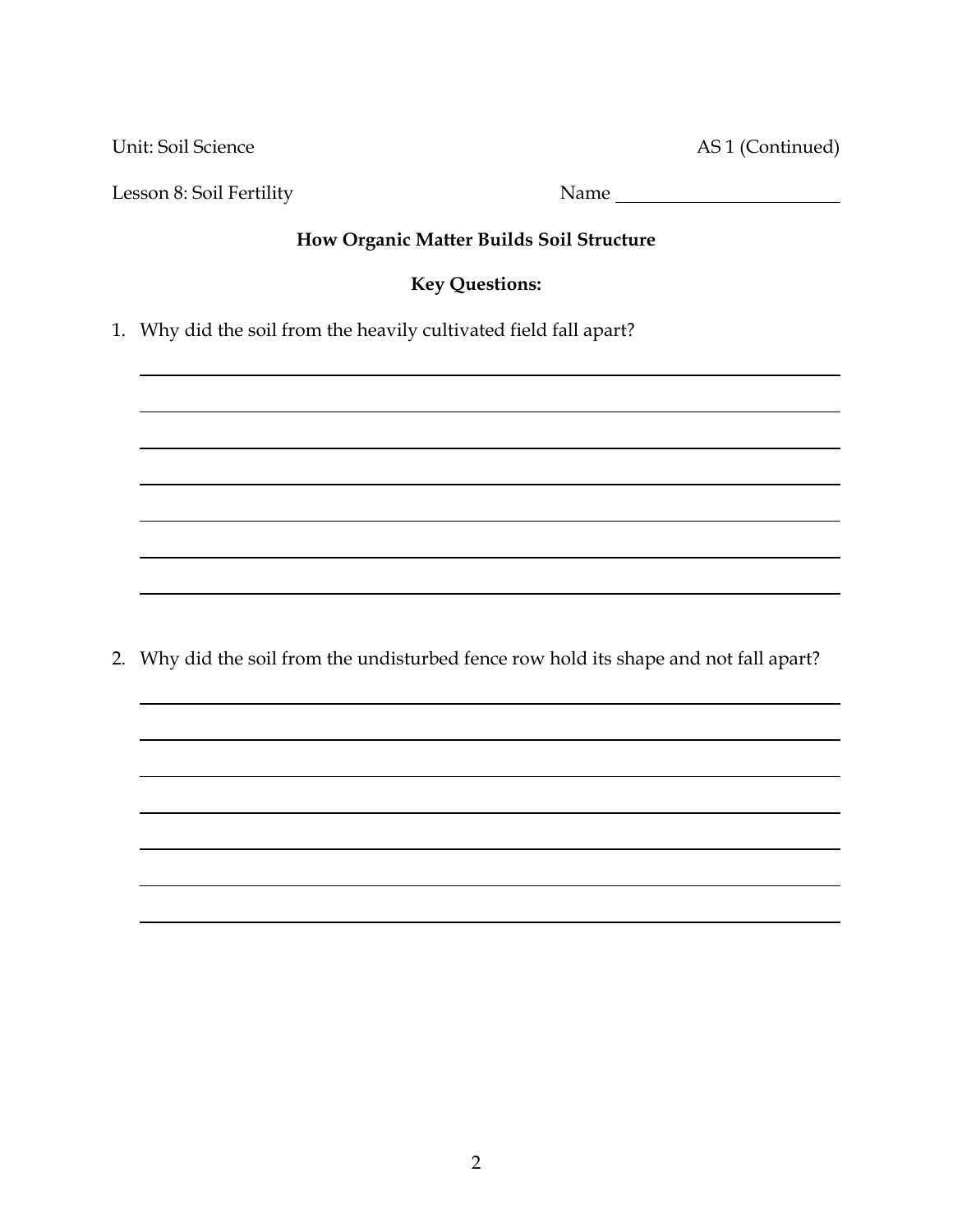Unit: Soil Science AS 1 (Continued)

Lesson 8: Soil Fertility Name ________________________

## How Organic Matter Builds Soil Structure

### Key Questions:

1. Why did the soil from the heavily cultivated field fall apart?

2. Why did the soil from the undisturbed fence row hold its shape and not fall apart?